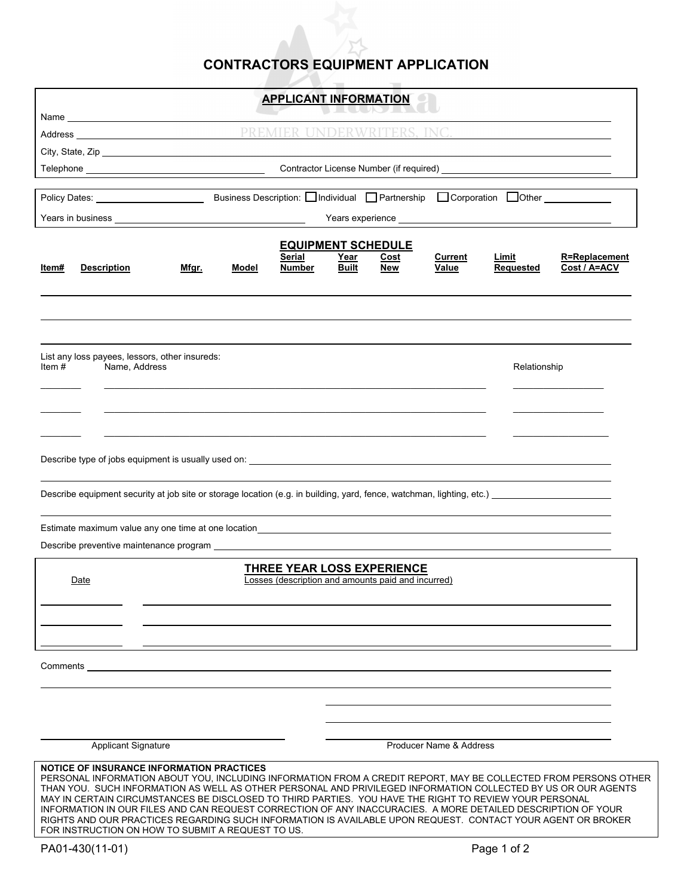# CONTRACTORS EQUIPMENT APPLICATION

## APPLICANT INFORMATION

Name ______________________________

Address ______________________________

City, State, Zip ______________________________

Telephone ______________________________ Contractor License Number (if required) ______________________________

Policy Dates: ____________________ Business Description: ☐ Individual ☐ Partnership ☐ Corporation ☐ Other ____________

Years in business ______________________________ Years experience ______________________________

## EQUIPMENT SCHEDULE

| Item# | Description | Mfgr. | Model | Serial Number | Year Built | Cost New | Current Value | Limit Requested | R=Replacement Cost / A=ACV |
|---|---|---|---|---|---|---|---|---|---|
| | | | | | | | | | |
| | | | | | | | | | |
| | | | | | | | | | |

List any loss payees, lessors, other insureds:

| Item # | Name, Address | Relationship |
|---|---|---|
| | | |
| | | |
| | | |

Describe type of jobs equipment is usually used on: ______________________________

Describe equipment security at job site or storage location (e.g. in building, yard, fence, watchman, lighting, etc.) ______________________________

Estimate maximum value any one time at one location ______________________________

Describe preventive maintenance program ______________________________

## THREE YEAR LOSS EXPERIENCE

| Date | Losses (description and amounts paid and incurred) |
|---|---|
| | |
| | |
| | |

Comments ______________________________

Applicant Signature ______________________________

Producer Name & Address ______________________________

**NOTICE OF INSURANCE INFORMATION PRACTICES**

PERSONAL INFORMATION ABOUT YOU, INCLUDING INFORMATION FROM A CREDIT REPORT, MAY BE COLLECTED FROM PERSONS OTHER THAN YOU. SUCH INFORMATION AS WELL AS OTHER PERSONAL AND PRIVILEGED INFORMATION COLLECTED BY US OR OUR AGENTS MAY IN CERTAIN CIRCUMSTANCES BE DISCLOSED TO THIRD PARTIES. YOU HAVE THE RIGHT TO REVIEW YOUR PERSONAL INFORMATION IN OUR FILES AND CAN REQUEST CORRECTION OF ANY INACCURACIES. A MORE DETAILED DESCRIPTION OF YOUR RIGHTS AND OUR PRACTICES REGARDING SUCH INFORMATION IS AVAILABLE UPON REQUEST. CONTACT YOUR AGENT OR BROKER FOR INSTRUCTION ON HOW TO SUBMIT A REQUEST TO US.

PA01-430(11-01)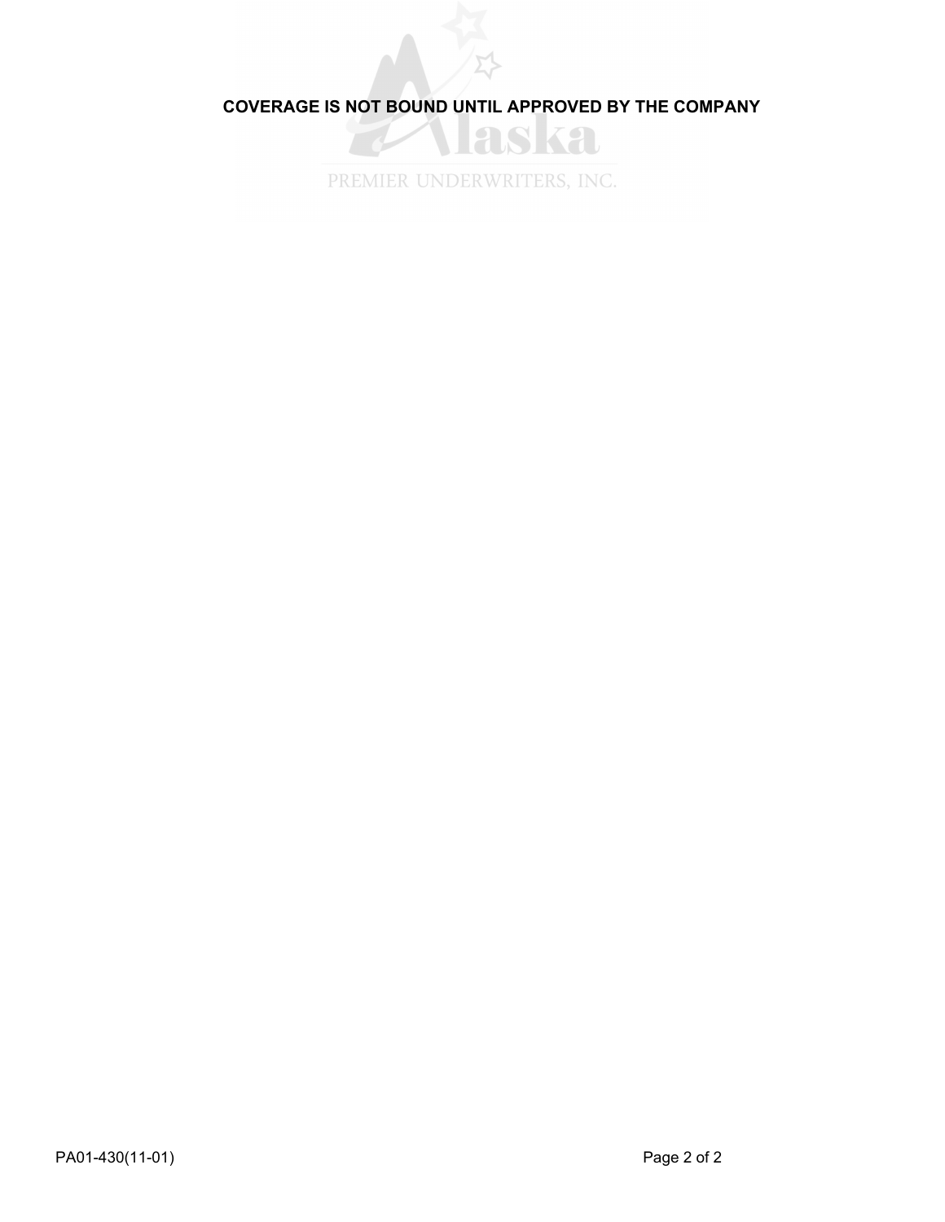**COVERAGE IS NOT BOUND UNTIL APPROVED BY THE COMPANY**